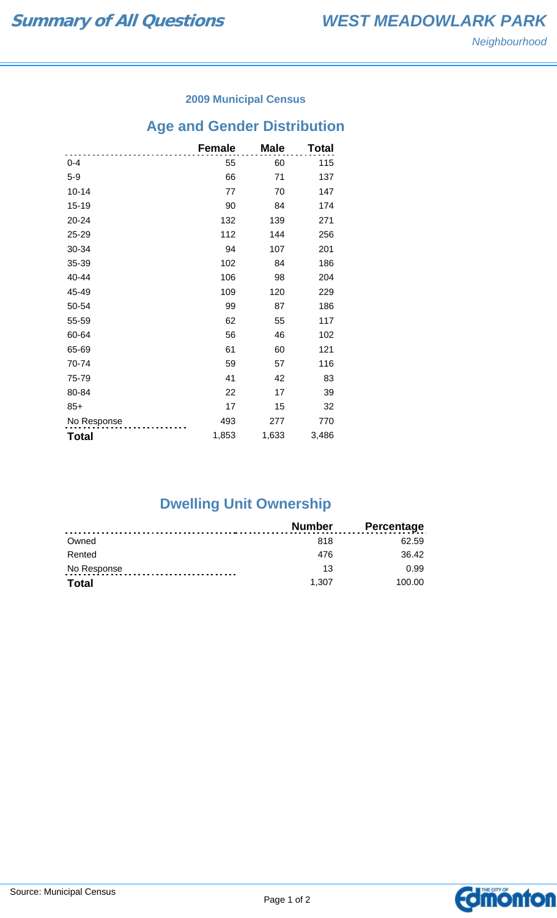# Summary of All Questions

## WEST MEADOWLARK PARK

*Neighbourhood*

### 2009 Municipal Census

## Age and Gender Distribution

| | Female | Male | Total |
|---|---|---|---|
| 0-4 | 55 | 60 | 115 |
| 5-9 | 66 | 71 | 137 |
| 10-14 | 77 | 70 | 147 |
| 15-19 | 90 | 84 | 174 |
| 20-24 | 132 | 139 | 271 |
| 25-29 | 112 | 144 | 256 |
| 30-34 | 94 | 107 | 201 |
| 35-39 | 102 | 84 | 186 |
| 40-44 | 106 | 98 | 204 |
| 45-49 | 109 | 120 | 229 |
| 50-54 | 99 | 87 | 186 |
| 55-59 | 62 | 55 | 117 |
| 60-64 | 56 | 46 | 102 |
| 65-69 | 61 | 60 | 121 |
| 70-74 | 59 | 57 | 116 |
| 75-79 | 41 | 42 | 83 |
| 80-84 | 22 | 17 | 39 |
| 85+ | 17 | 15 | 32 |
| No Response | 493 | 277 | 770 |
| **Total** | 1,853 | 1,633 | 3,486 |

## Dwelling Unit Ownership

| | Number | Percentage |
|---|---|---|
| Owned | 818 | 62.59 |
| Rented | 476 | 36.42 |
| No Response | 13 | 0.99 |
| **Total** | 1,307 | 100.00 |

Source: Municipal Census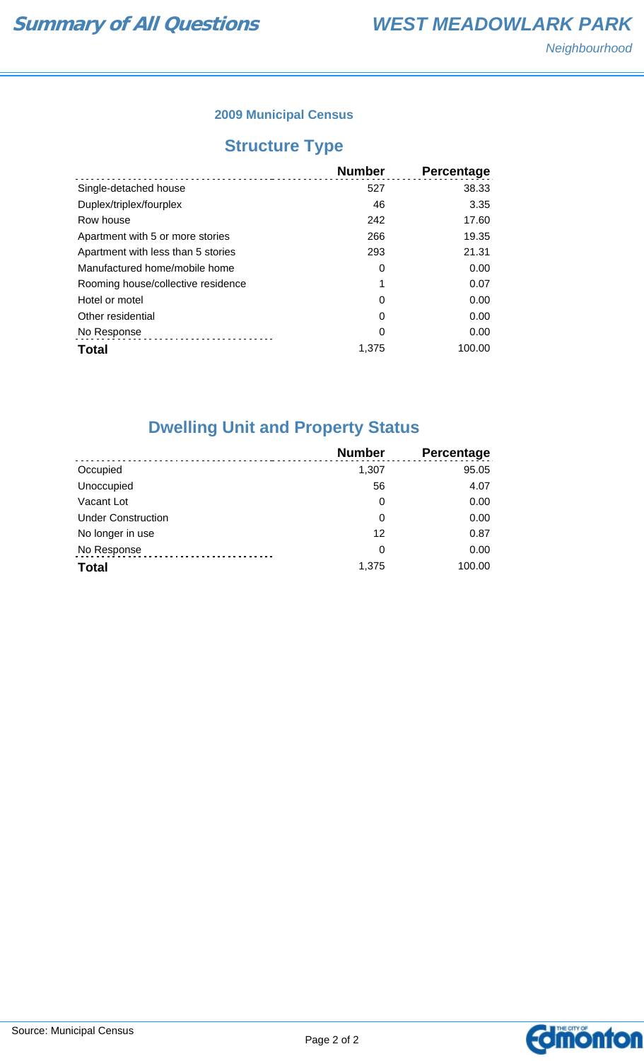### 2009 Municipal Census

## Structure Type

| | Number | Percentage |
| --- | --- | --- |
| Single-detached house | 527 | 38.33 |
| Duplex/triplex/fourplex | 46 | 3.35 |
| Row house | 242 | 17.60 |
| Apartment with 5 or more stories | 266 | 19.35 |
| Apartment with less than 5 stories | 293 | 21.31 |
| Manufactured home/mobile home | 0 | 0.00 |
| Rooming house/collective residence | 1 | 0.07 |
| Hotel or motel | 0 | 0.00 |
| Other residential | 0 | 0.00 |
| No Response | 0 | 0.00 |
| **Total** | 1,375 | 100.00 |

## Dwelling Unit and Property Status

| | Number | Percentage |
| --- | --- | --- |
| Occupied | 1,307 | 95.05 |
| Unoccupied | 56 | 4.07 |
| Vacant Lot | 0 | 0.00 |
| Under Construction | 0 | 0.00 |
| No longer in use | 12 | 0.87 |
| No Response | 0 | 0.00 |
| **Total** | 1,375 | 100.00 |

Source: Municipal Census